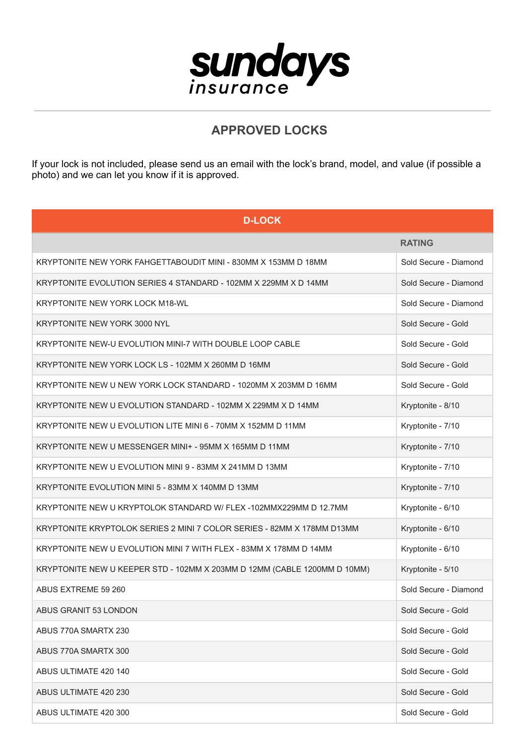sundays insurance

## APPROVED LOCKS

If your lock is not included, please send us an email with the lock's brand, model, and value (if possible a photo) and we can let you know if it is approved.

| D-LOCK | |
|---|---|
| | RATING |
| KRYPTONITE NEW YORK FAHGETTABOUDIT MINI - 830MM X 153MM D 18MM | Sold Secure - Diamond |
| KRYPTONITE EVOLUTION SERIES 4 STANDARD - 102MM X 229MM X D 14MM | Sold Secure - Diamond |
| KRYPTONITE NEW YORK LOCK M18-WL | Sold Secure - Diamond |
| KRYPTONITE NEW YORK 3000 NYL | Sold Secure - Gold |
| KRYPTONITE NEW-U EVOLUTION MINI-7 WITH DOUBLE LOOP CABLE | Sold Secure - Gold |
| KRYPTONITE NEW YORK LOCK LS - 102MM X 260MM D 16MM | Sold Secure - Gold |
| KRYPTONITE NEW U NEW YORK LOCK STANDARD - 1020MM X 203MM D 16MM | Sold Secure - Gold |
| KRYPTONITE NEW U EVOLUTION STANDARD - 102MM X 229MM X D 14MM | Kryptonite - 8/10 |
| KRYPTONITE NEW U EVOLUTION LITE MINI 6 - 70MM X 152MM D 11MM | Kryptonite - 7/10 |
| KRYPTONITE NEW U MESSENGER MINI+ - 95MM X 165MM D 11MM | Kryptonite - 7/10 |
| KRYPTONITE NEW U EVOLUTION MINI 9 - 83MM X 241MM D 13MM | Kryptonite - 7/10 |
| KRYPTONITE EVOLUTION MINI 5 - 83MM X 140MM D 13MM | Kryptonite - 7/10 |
| KRYPTONITE NEW U KRYPTOLOK STANDARD W/ FLEX -102MMX229MM D 12.7MM | Kryptonite - 6/10 |
| KRYPTONITE KRYPTOLOK SERIES 2 MINI 7 COLOR SERIES - 82MM X 178MM D13MM | Kryptonite - 6/10 |
| KRYPTONITE NEW U EVOLUTION MINI 7 WITH FLEX - 83MM X 178MM D 14MM | Kryptonite - 6/10 |
| KRYPTONITE NEW U KEEPER STD - 102MM X 203MM D 12MM (CABLE 1200MM D 10MM) | Kryptonite - 5/10 |
| ABUS EXTREME 59 260 | Sold Secure - Diamond |
| ABUS GRANIT 53 LONDON | Sold Secure - Gold |
| ABUS 770A SMARTX 230 | Sold Secure - Gold |
| ABUS 770A SMARTX 300 | Sold Secure - Gold |
| ABUS ULTIMATE 420 140 | Sold Secure - Gold |
| ABUS ULTIMATE 420 230 | Sold Secure - Gold |
| ABUS ULTIMATE 420 300 | Sold Secure - Gold |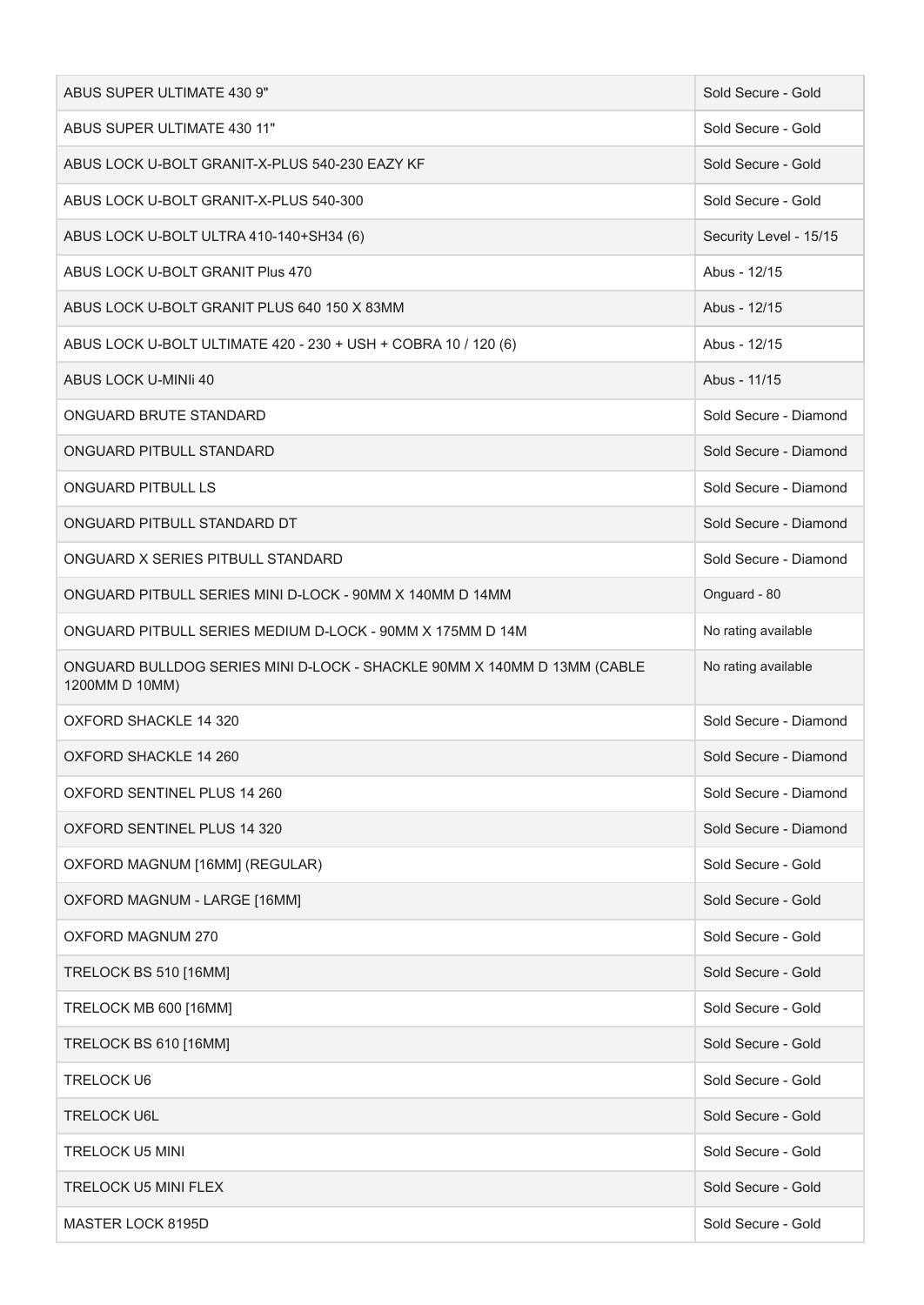| | |
|---|---|
| ABUS SUPER ULTIMATE 430 9" | Sold Secure - Gold |
| ABUS SUPER ULTIMATE 430 11" | Sold Secure - Gold |
| ABUS LOCK U-BOLT GRANIT-X-PLUS 540-230 EAZY KF | Sold Secure - Gold |
| ABUS LOCK U-BOLT GRANIT-X-PLUS 540-300 | Sold Secure - Gold |
| ABUS LOCK U-BOLT ULTRA 410-140+SH34 (6) | Security Level - 15/15 |
| ABUS LOCK U-BOLT GRANIT Plus 470 | Abus - 12/15 |
| ABUS LOCK U-BOLT GRANIT PLUS 640 150 X 83MM | Abus - 12/15 |
| ABUS LOCK U-BOLT ULTIMATE 420 - 230 + USH + COBRA 10 / 120 (6) | Abus - 12/15 |
| ABUS LOCK U-MINIi 40 | Abus - 11/15 |
| ONGUARD BRUTE STANDARD | Sold Secure - Diamond |
| ONGUARD PITBULL STANDARD | Sold Secure - Diamond |
| ONGUARD PITBULL LS | Sold Secure - Diamond |
| ONGUARD PITBULL STANDARD DT | Sold Secure - Diamond |
| ONGUARD X SERIES PITBULL STANDARD | Sold Secure - Diamond |
| ONGUARD PITBULL SERIES MINI D-LOCK - 90MM X 140MM D 14MM | Onguard - 80 |
| ONGUARD PITBULL SERIES MEDIUM D-LOCK - 90MM X 175MM D 14M | No rating available |
| ONGUARD BULLDOG SERIES MINI D-LOCK - SHACKLE 90MM X 140MM D 13MM (CABLE 1200MM D 10MM) | No rating available |
| OXFORD SHACKLE 14 320 | Sold Secure - Diamond |
| OXFORD SHACKLE 14 260 | Sold Secure - Diamond |
| OXFORD SENTINEL PLUS 14 260 | Sold Secure - Diamond |
| OXFORD SENTINEL PLUS 14 320 | Sold Secure - Diamond |
| OXFORD MAGNUM [16MM] (REGULAR) | Sold Secure - Gold |
| OXFORD MAGNUM - LARGE [16MM] | Sold Secure - Gold |
| OXFORD MAGNUM 270 | Sold Secure - Gold |
| TRELOCK BS 510 [16MM] | Sold Secure - Gold |
| TRELOCK MB 600 [16MM] | Sold Secure - Gold |
| TRELOCK BS 610 [16MM] | Sold Secure - Gold |
| TRELOCK U6 | Sold Secure - Gold |
| TRELOCK U6L | Sold Secure - Gold |
| TRELOCK U5 MINI | Sold Secure - Gold |
| TRELOCK U5 MINI FLEX | Sold Secure - Gold |
| MASTER LOCK 8195D | Sold Secure - Gold |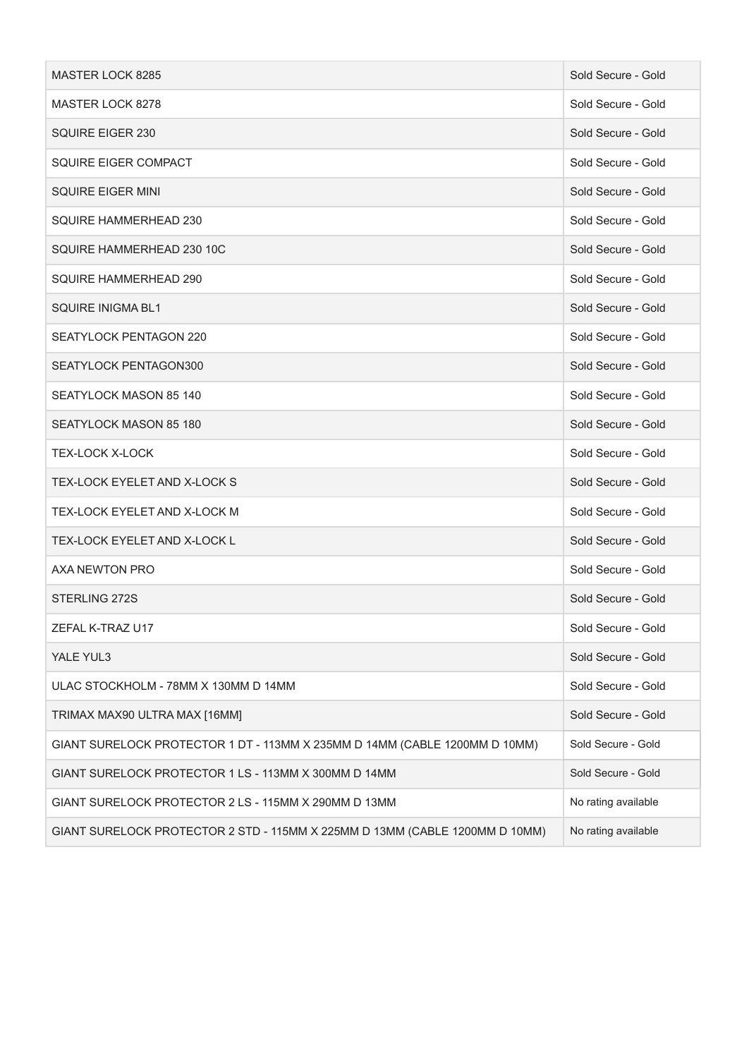| MASTER LOCK 8285 | Sold Secure - Gold |
|---|---|
| MASTER LOCK 8278 | Sold Secure - Gold |
| SQUIRE EIGER 230 | Sold Secure - Gold |
| SQUIRE EIGER COMPACT | Sold Secure - Gold |
| SQUIRE EIGER MINI | Sold Secure - Gold |
| SQUIRE HAMMERHEAD 230 | Sold Secure - Gold |
| SQUIRE HAMMERHEAD 230 10C | Sold Secure - Gold |
| SQUIRE HAMMERHEAD 290 | Sold Secure - Gold |
| SQUIRE INIGMA BL1 | Sold Secure - Gold |
| SEATYLOCK PENTAGON 220 | Sold Secure - Gold |
| SEATYLOCK PENTAGON300 | Sold Secure - Gold |
| SEATYLOCK MASON 85 140 | Sold Secure - Gold |
| SEATYLOCK MASON 85 180 | Sold Secure - Gold |
| TEX-LOCK X-LOCK | Sold Secure - Gold |
| TEX-LOCK EYELET AND X-LOCK S | Sold Secure - Gold |
| TEX-LOCK EYELET AND X-LOCK M | Sold Secure - Gold |
| TEX-LOCK EYELET AND X-LOCK L | Sold Secure - Gold |
| AXA NEWTON PRO | Sold Secure - Gold |
| STERLING 272S | Sold Secure - Gold |
| ZEFAL K-TRAZ U17 | Sold Secure - Gold |
| YALE YUL3 | Sold Secure - Gold |
| ULAC STOCKHOLM - 78MM X 130MM D 14MM | Sold Secure - Gold |
| TRIMAX MAX90 ULTRA MAX [16MM] | Sold Secure - Gold |
| GIANT SURELOCK PROTECTOR 1 DT - 113MM X 235MM D 14MM (CABLE 1200MM D 10MM) | Sold Secure - Gold |
| GIANT SURELOCK PROTECTOR 1 LS - 113MM X 300MM D 14MM | Sold Secure - Gold |
| GIANT SURELOCK PROTECTOR 2 LS - 115MM X 290MM D 13MM | No rating available |
| GIANT SURELOCK PROTECTOR 2 STD - 115MM X 225MM D 13MM (CABLE 1200MM D 10MM) | No rating available |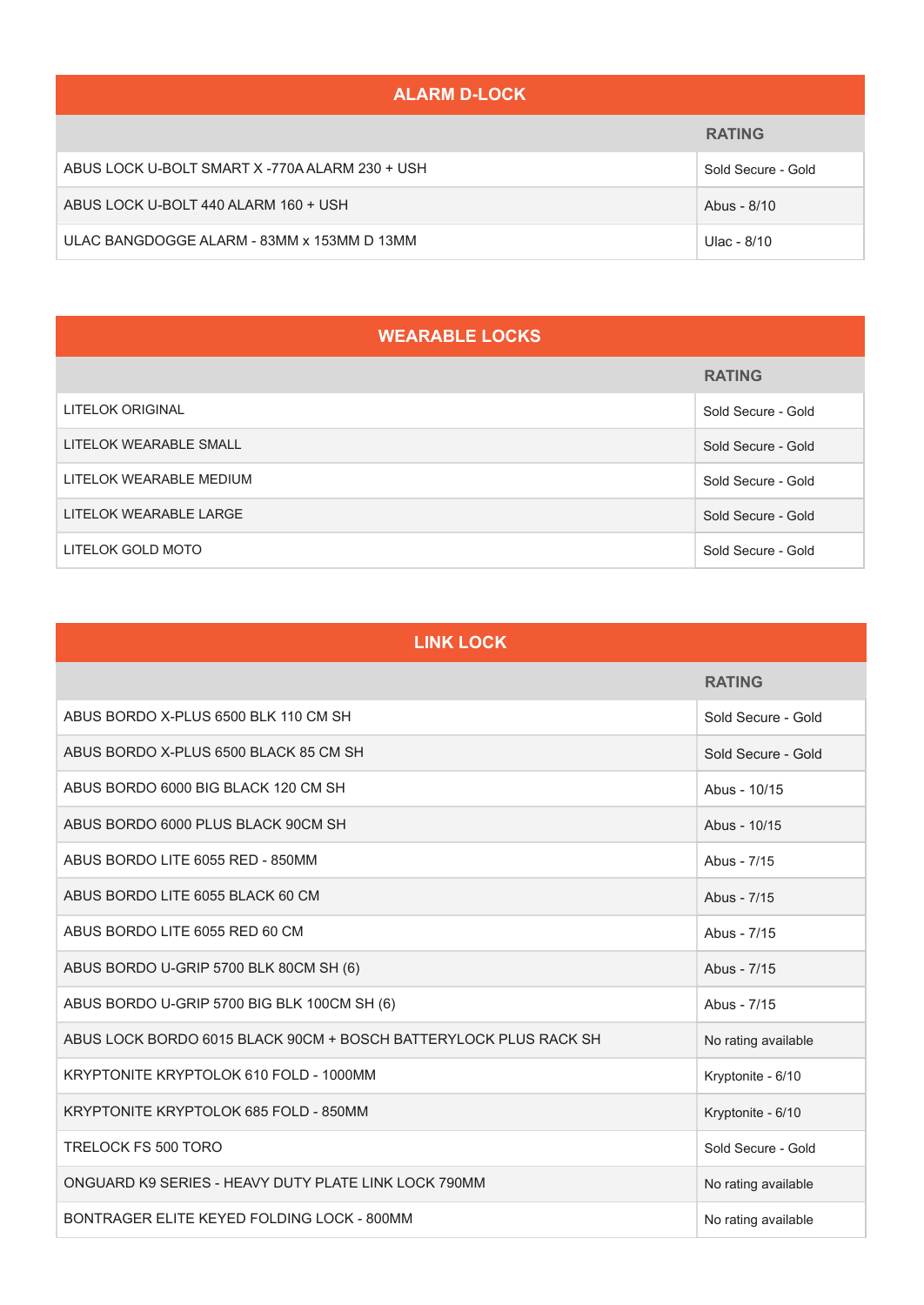## ALARM D-LOCK

| | RATING |
|---|---|
| ABUS LOCK U-BOLT SMART X -770A ALARM 230 + USH | Sold Secure - Gold |
| ABUS LOCK U-BOLT 440 ALARM 160 + USH | Abus - 8/10 |
| ULAC BANGDOGGE ALARM - 83MM x 153MM D 13MM | Ulac - 8/10 |

## WEARABLE LOCKS

| | RATING |
|---|---|
| LITELOK ORIGINAL | Sold Secure - Gold |
| LITELOK WEARABLE SMALL | Sold Secure - Gold |
| LITELOK WEARABLE MEDIUM | Sold Secure - Gold |
| LITELOK WEARABLE LARGE | Sold Secure - Gold |
| LITELOK GOLD MOTO | Sold Secure - Gold |

## LINK LOCK

| | RATING |
|---|---|
| ABUS BORDO X-PLUS 6500 BLK 110 CM SH | Sold Secure - Gold |
| ABUS BORDO X-PLUS 6500 BLACK 85 CM SH | Sold Secure - Gold |
| ABUS BORDO 6000 BIG BLACK 120 CM SH | Abus - 10/15 |
| ABUS BORDO 6000 PLUS BLACK 90CM SH | Abus - 10/15 |
| ABUS BORDO LITE 6055 RED - 850MM | Abus - 7/15 |
| ABUS BORDO LITE 6055 BLACK 60 CM | Abus - 7/15 |
| ABUS BORDO LITE 6055 RED 60 CM | Abus - 7/15 |
| ABUS BORDO U-GRIP 5700 BLK 80CM SH (6) | Abus - 7/15 |
| ABUS BORDO U-GRIP 5700 BIG BLK 100CM SH (6) | Abus - 7/15 |
| ABUS LOCK BORDO 6015 BLACK 90CM + BOSCH BATTERYLOCK PLUS RACK SH | No rating available |
| KRYPTONITE KRYPTOLOK 610 FOLD - 1000MM | Kryptonite - 6/10 |
| KRYPTONITE KRYPTOLOK 685 FOLD - 850MM | Kryptonite - 6/10 |
| TRELOCK FS 500 TORO | Sold Secure - Gold |
| ONGUARD K9 SERIES - HEAVY DUTY PLATE LINK LOCK 790MM | No rating available |
| BONTRAGER ELITE KEYED FOLDING LOCK - 800MM | No rating available |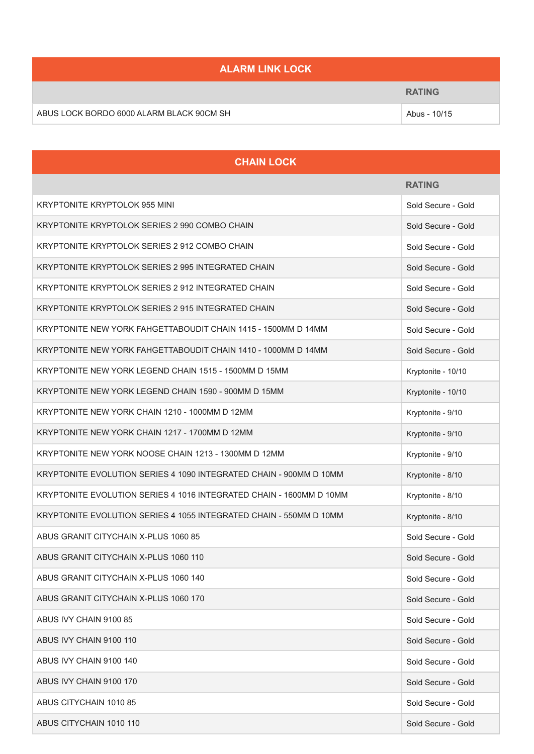## ALARM LINK LOCK

| | RATING |
|---|---|
| ABUS LOCK BORDO 6000 ALARM BLACK 90CM SH | Abus - 10/15 |

## CHAIN LOCK

| | RATING |
|---|---|
| KRYPTONITE KRYPTOLOK 955 MINI | Sold Secure - Gold |
| KRYPTONITE KRYPTOLOK SERIES 2 990 COMBO CHAIN | Sold Secure - Gold |
| KRYPTONITE KRYPTOLOK SERIES 2 912 COMBO CHAIN | Sold Secure - Gold |
| KRYPTONITE KRYPTOLOK SERIES 2 995 INTEGRATED CHAIN | Sold Secure - Gold |
| KRYPTONITE KRYPTOLOK SERIES 2 912 INTEGRATED CHAIN | Sold Secure - Gold |
| KRYPTONITE KRYPTOLOK SERIES 2 915 INTEGRATED CHAIN | Sold Secure - Gold |
| KRYPTONITE NEW YORK FAHGETTABOUDIT CHAIN 1415 - 1500MM D 14MM | Sold Secure - Gold |
| KRYPTONITE NEW YORK FAHGETTABOUDIT CHAIN 1410 - 1000MM D 14MM | Sold Secure - Gold |
| KRYPTONITE NEW YORK LEGEND CHAIN 1515 - 1500MM D 15MM | Kryptonite - 10/10 |
| KRYPTONITE NEW YORK LEGEND CHAIN 1590 - 900MM D 15MM | Kryptonite - 10/10 |
| KRYPTONITE NEW YORK CHAIN 1210 - 1000MM D 12MM | Kryptonite - 9/10 |
| KRYPTONITE NEW YORK CHAIN 1217 - 1700MM D 12MM | Kryptonite - 9/10 |
| KRYPTONITE NEW YORK NOOSE CHAIN 1213 - 1300MM D 12MM | Kryptonite - 9/10 |
| KRYPTONITE EVOLUTION SERIES 4 1090 INTEGRATED CHAIN - 900MM D 10MM | Kryptonite - 8/10 |
| KRYPTONITE EVOLUTION SERIES 4 1016 INTEGRATED CHAIN - 1600MM D 10MM | Kryptonite - 8/10 |
| KRYPTONITE EVOLUTION SERIES 4 1055 INTEGRATED CHAIN - 550MM D 10MM | Kryptonite - 8/10 |
| ABUS GRANIT CITYCHAIN X-PLUS 1060 85 | Sold Secure - Gold |
| ABUS GRANIT CITYCHAIN X-PLUS 1060 110 | Sold Secure - Gold |
| ABUS GRANIT CITYCHAIN X-PLUS 1060 140 | Sold Secure - Gold |
| ABUS GRANIT CITYCHAIN X-PLUS 1060 170 | Sold Secure - Gold |
| ABUS IVY CHAIN 9100 85 | Sold Secure - Gold |
| ABUS IVY CHAIN 9100 110 | Sold Secure - Gold |
| ABUS IVY CHAIN 9100 140 | Sold Secure - Gold |
| ABUS IVY CHAIN 9100 170 | Sold Secure - Gold |
| ABUS CITYCHAIN 1010 85 | Sold Secure - Gold |
| ABUS CITYCHAIN 1010 110 | Sold Secure - Gold |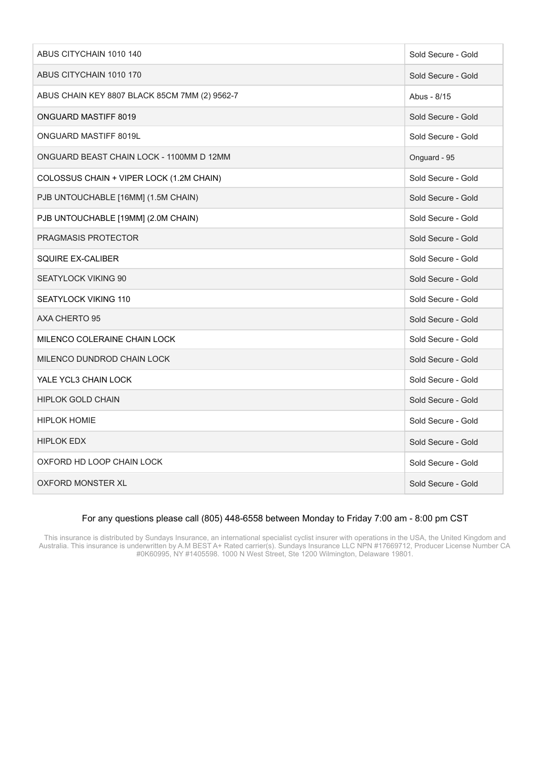| | |
|---|---|
| ABUS CITYCHAIN 1010 140 | Sold Secure - Gold |
| ABUS CITYCHAIN 1010 170 | Sold Secure - Gold |
| ABUS CHAIN KEY 8807 BLACK 85CM 7MM (2) 9562-7 | Abus - 8/15 |
| ONGUARD MASTIFF 8019 | Sold Secure - Gold |
| ONGUARD MASTIFF 8019L | Sold Secure - Gold |
| ONGUARD BEAST CHAIN LOCK - 1100MM D 12MM | Onguard - 95 |
| COLOSSUS CHAIN + VIPER LOCK (1.2M CHAIN) | Sold Secure - Gold |
| PJB UNTOUCHABLE [16MM] (1.5M CHAIN) | Sold Secure - Gold |
| PJB UNTOUCHABLE [19MM] (2.0M CHAIN) | Sold Secure - Gold |
| PRAGMASIS PROTECTOR | Sold Secure - Gold |
| SQUIRE EX-CALIBER | Sold Secure - Gold |
| SEATYLOCK VIKING 90 | Sold Secure - Gold |
| SEATYLOCK VIKING 110 | Sold Secure - Gold |
| AXA CHERTO 95 | Sold Secure - Gold |
| MILENCO COLERAINE CHAIN LOCK | Sold Secure - Gold |
| MILENCO DUNDROD CHAIN LOCK | Sold Secure - Gold |
| YALE YCL3 CHAIN LOCK | Sold Secure - Gold |
| HIPLOK GOLD CHAIN | Sold Secure - Gold |
| HIPLOK HOMIE | Sold Secure - Gold |
| HIPLOK EDX | Sold Secure - Gold |
| OXFORD HD LOOP CHAIN LOCK | Sold Secure - Gold |
| OXFORD MONSTER XL | Sold Secure - Gold |

For any questions please call (805) 448-6558 between Monday to Friday 7:00 am - 8:00 pm CST

This insurance is distributed by Sundays Insurance, an international specialist cyclist insurer with operations in the USA, the United Kingdom and Australia. This insurance is underwritten by A.M BEST A+ Rated carrier(s). Sundays Insurance LLC NPN #17669712, Producer License Number CA #0K60995, NY #1405598. 1000 N West Street, Ste 1200 Wilmington, Delaware 19801.